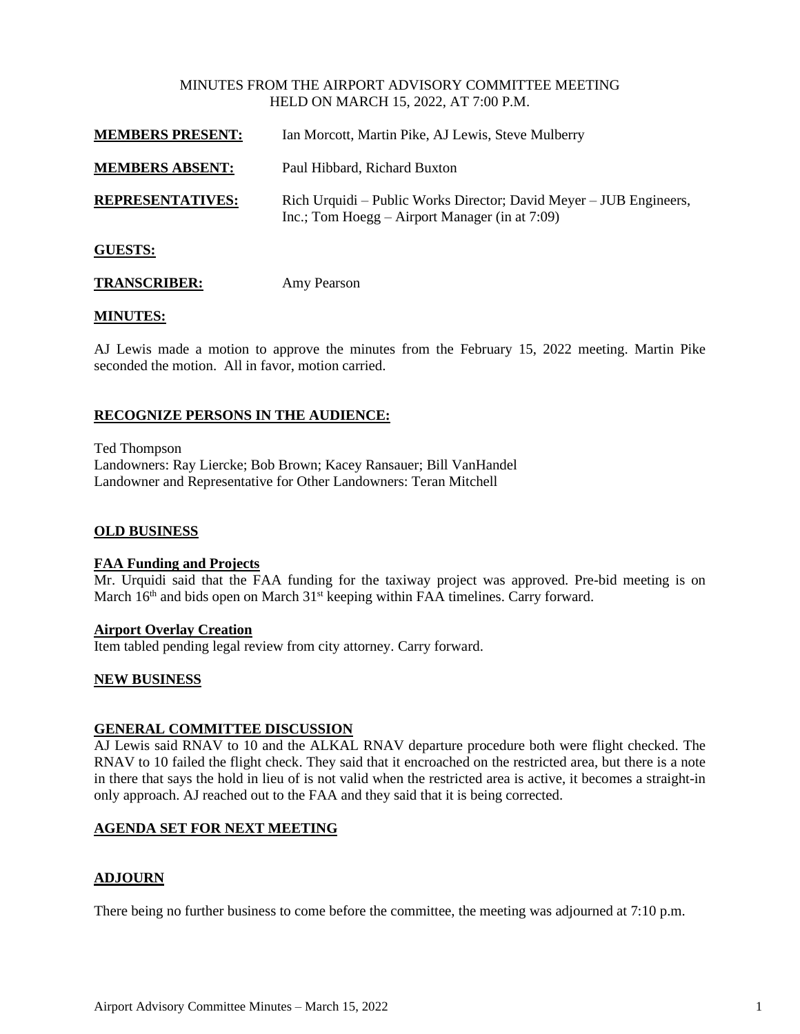MINUTES FROM THE AIRPORT ADVISORY COMMITTEE MEETING
HELD ON MARCH 15, 2022, AT 7:00 P.M.

**MEMBERS PRESENT:** Ian Morcott, Martin Pike, AJ Lewis, Steve Mulberry

**MEMBERS ABSENT:** Paul Hibbard, Richard Buxton

**REPRESENTATIVES:** Rich Urquidi – Public Works Director; David Meyer – JUB Engineers, Inc.; Tom Hoegg – Airport Manager (in at 7:09)

**GUESTS:**

**TRANSCRIBER:** Amy Pearson

**MINUTES:**

AJ Lewis made a motion to approve the minutes from the February 15, 2022 meeting. Martin Pike seconded the motion. All in favor, motion carried.

**RECOGNIZE PERSONS IN THE AUDIENCE:**

Ted Thompson
Landowners: Ray Liercke; Bob Brown; Kacey Ransauer; Bill VanHandel
Landowner and Representative for Other Landowners: Teran Mitchell

**OLD BUSINESS**

**FAA Funding and Projects**
Mr. Urquidi said that the FAA funding for the taxiway project was approved. Pre-bid meeting is on March 16th and bids open on March 31st keeping within FAA timelines. Carry forward.

**Airport Overlay Creation**
Item tabled pending legal review from city attorney. Carry forward.

**NEW BUSINESS**

**GENERAL COMMITTEE DISCUSSION**
AJ Lewis said RNAV to 10 and the ALKAL RNAV departure procedure both were flight checked. The RNAV to 10 failed the flight check. They said that it encroached on the restricted area, but there is a note in there that says the hold in lieu of is not valid when the restricted area is active, it becomes a straight-in only approach. AJ reached out to the FAA and they said that it is being corrected.

**AGENDA SET FOR NEXT MEETING**

**ADJOURN**

There being no further business to come before the committee, the meeting was adjourned at 7:10 p.m.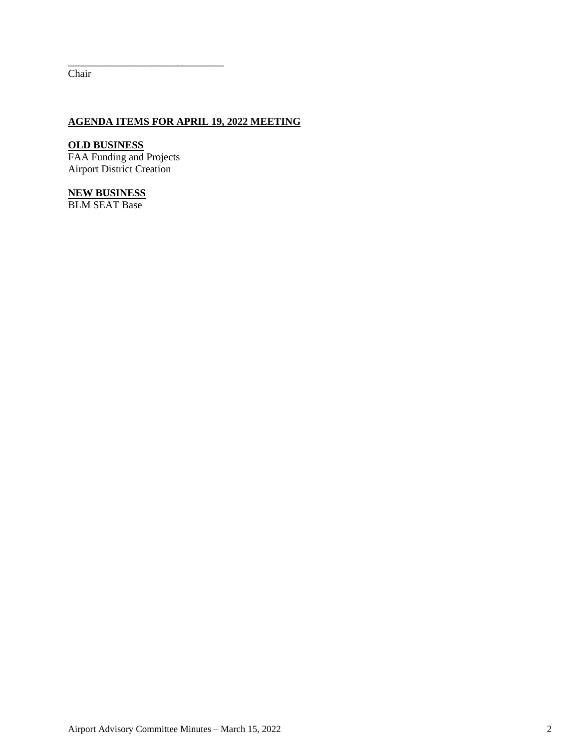_______________________________
Chair

**AGENDA ITEMS FOR APRIL 19, 2022 MEETING**

**OLD BUSINESS**
FAA Funding and Projects
Airport District Creation

**NEW BUSINESS**
BLM SEAT Base